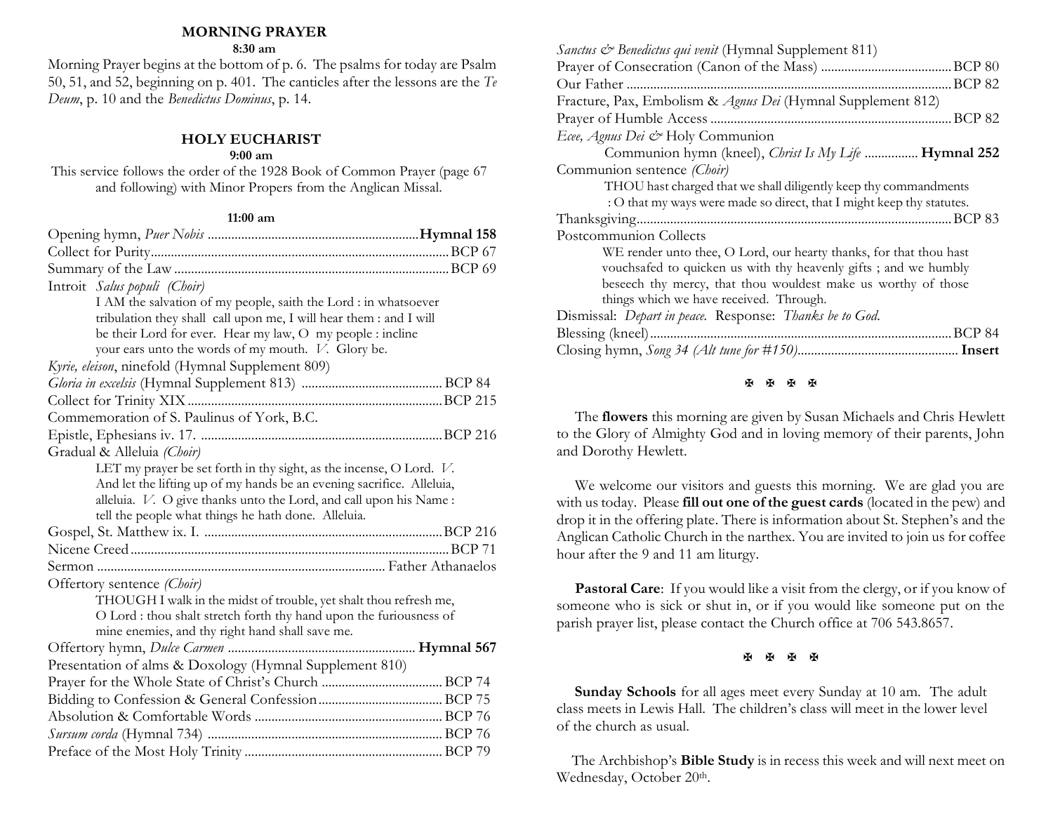## MORNING PRAYER

**8:30 am**

Morning Prayer begins at the bottom of p. 6. The psalms for today are Psalm 50, 51, and 52, beginning on p. 401. The canticles after the lessons are the *Te Deum*, p. 10 and the *Benedictus Dominus*, p. 14.

## HOLY EUCHARIST

**9:00 am**

This service follows the order of the 1928 Book of Common Prayer (page 67 and following) with Minor Propers from the Anglican Missal.

**11:00 am**

Opening hymn, *Puer Nobis* .............................................................. **Hymnal 158**
Collect for Purity ........................................................................ BCP 67
Summary of the Law .................................................................. BCP 69
Introit *Salus populi (Choir)*

> I AM the salvation of my people, saith the Lord : in whatsoever tribulation they shall call upon me, I will hear them : and I will be their Lord for ever. Hear my law, O my people : incline your ears unto the words of my mouth. *V.* Glory be.

*Kyrie, eleison*, ninefold (Hymnal Supplement 809)
*Gloria in excelsis* (Hymnal Supplement 813) ............................ BCP 84
Collect for Trinity XIX ................................................................ BCP 215
Commemoration of S. Paulinus of York, B.C.
Epistle, Ephesians iv. 17. ........................................................... BCP 216
Gradual & Alleluia *(Choir)*

> LET my prayer be set forth in thy sight, as the incense, O Lord. *V.* And let the lifting up of my hands be an evening sacrifice. Alleluia, alleluia. *V.* O give thanks unto the Lord, and call upon his Name : tell the people what things he hath done. Alleluia.

Gospel, St. Matthew ix. I. .......................................................... BCP 216
Nicene Creed .............................................................................. BCP 71
Sermon ............................................................................ Father Athanaelos
Offertory sentence *(Choir)*

> THOUGH I walk in the midst of trouble, yet shalt thou refresh me, O Lord : thou shalt stretch forth thy hand upon the furiousness of mine enemies, and thy right hand shall save me.

Offertory hymn, *Dulce Carmen* ................................................ **Hymnal 567**
Presentation of alms & Doxology (Hymnal Supplement 810)
Prayer for the Whole State of Christ's Church ............................ BCP 74
Bidding to Confession & General Confession ............................. BCP 75
Absolution & Comfortable Words ............................................... BCP 76
*Sursum corda* (Hymnal 734) ...................................................... BCP 76
Preface of the Most Holy Trinity ................................................. BCP 79
*Sanctus & Benedictus qui venit* (Hymnal Supplement 811)
Prayer of Consecration (Canon of the Mass) ............................... BCP 80
Our Father .................................................................................. BCP 82
Fracture, Pax, Embolism & *Agnus Dei* (Hymnal Supplement 812)
Prayer of Humble Access ............................................................ BCP 82
*Ecee, Agnus Dei &* Holy Communion

> Communion hymn (kneel), *Christ Is My Life* ................ **Hymnal 252**

Communion sentence *(Choir)*

> THOU hast charged that we shall diligently keep thy commandments : O that my ways were made so direct, that I might keep thy statutes.

Thanksgiving ............................................................................... BCP 83
Postcommunion Collects

> WE render unto thee, O Lord, our hearty thanks, for that thou hast vouchsafed to quicken us with thy heavenly gifts ; and we humbly beseech thy mercy, that thou wouldest make us worthy of those things which we have received. Through.

Dismissal: *Depart in peace.* Response: *Thanks be to God.*
Blessing (kneel) ........................................................................... BCP 84
Closing hymn, *Song 34 (Alt tune for #150)* ................................. **Insert**

✠ ✠ ✠ ✠

The **flowers** this morning are given by Susan Michaels and Chris Hewlett to the Glory of Almighty God and in loving memory of their parents, John and Dorothy Hewlett.

We welcome our visitors and guests this morning. We are glad you are with us today. Please **fill out one of the guest cards** (located in the pew) and drop it in the offering plate. There is information about St. Stephen's and the Anglican Catholic Church in the narthex. You are invited to join us for coffee hour after the 9 and 11 am liturgy.

**Pastoral Care**: If you would like a visit from the clergy, or if you know of someone who is sick or shut in, or if you would like someone put on the parish prayer list, please contact the Church office at 706 543.8657.

✠ ✠ ✠ ✠

**Sunday Schools** for all ages meet every Sunday at 10 am. The adult class meets in Lewis Hall. The children's class will meet in the lower level of the church as usual.

The Archbishop's **Bible Study** is in recess this week and will next meet on Wednesday, October 20th.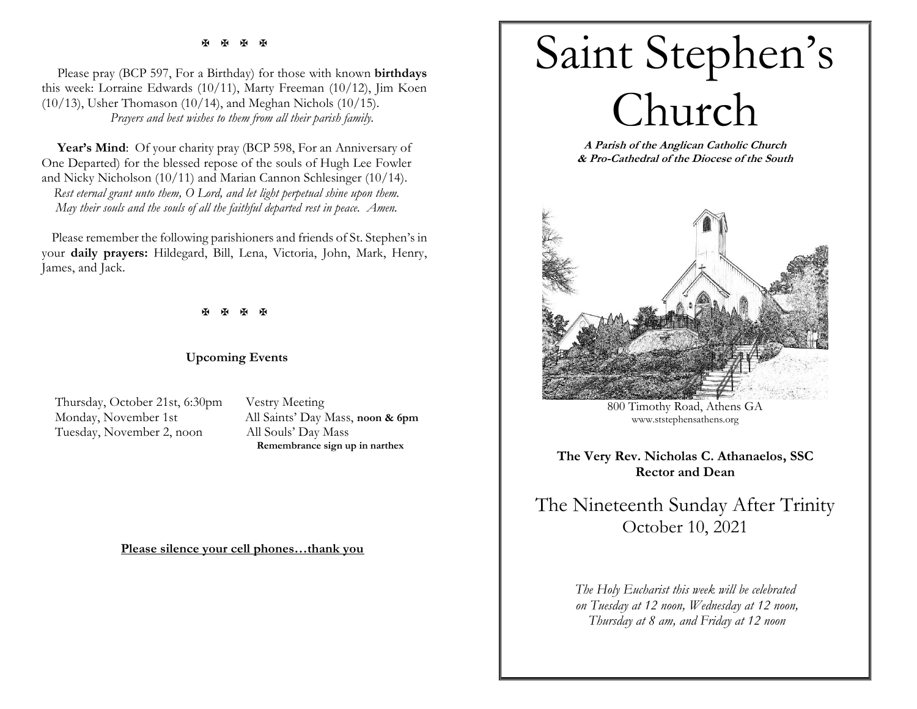✠ ✠ ✠ ✠

Please pray (BCP 597, For a Birthday) for those with known **birthdays** this week: Lorraine Edwards (10/11), Marty Freeman (10/12), Jim Koen (10/13), Usher Thomason (10/14), and Meghan Nichols (10/15).

*Prayers and best wishes to them from all their parish family.*

**Year's Mind**: Of your charity pray (BCP 598, For an Anniversary of One Departed) for the blessed repose of the souls of Hugh Lee Fowler and Nicky Nicholson (10/11) and Marian Cannon Schlesinger (10/14).

*Rest eternal grant unto them, O Lord, and let light perpetual shine upon them. May their souls and the souls of all the faithful departed rest in peace. Amen.*

Please remember the following parishioners and friends of St. Stephen's in your **daily prayers:** Hildegard, Bill, Lena, Victoria, John, Mark, Henry, James, and Jack.

✠ ✠ ✠ ✠

**Upcoming Events**

| | |
|---|---|
| Thursday, October 21st, 6:30pm | Vestry Meeting |
| Monday, November 1st | All Saints' Day Mass, **noon & 6pm** |
| Tuesday, November 2, noon | All Souls' Day Mass<br>**Remembrance sign up in narthex** |

**Please silence your cell phones…thank you**

# Saint Stephen's Church

***A Parish of the Anglican Catholic Church & Pro-Cathedral of the Diocese of the South***

800 Timothy Road, Athens GA
www.ststephensathens.org

**The Very Rev. Nicholas C. Athanaelos, SSC**
**Rector and Dean**

## The Nineteenth Sunday After Trinity
October 10, 2021

*The Holy Eucharist this week will be celebrated on Tuesday at 12 noon, Wednesday at 12 noon, Thursday at 8 am, and Friday at 12 noon*